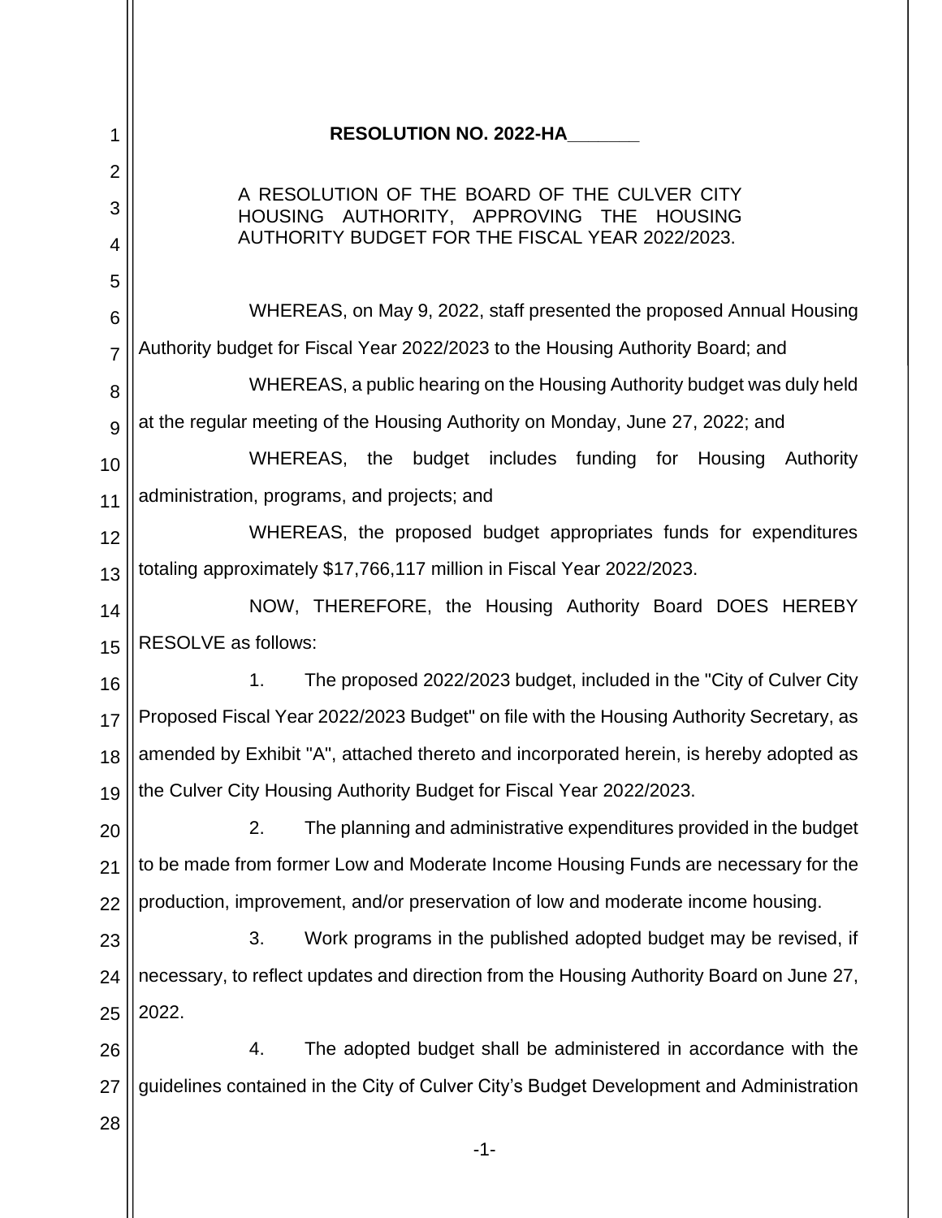**RESOLUTION NO. 2022-HA_______**

A RESOLUTION OF THE BOARD OF THE CULVER CITY HOUSING AUTHORITY, APPROVING THE HOUSING AUTHORITY BUDGET FOR THE FISCAL YEAR 2022/2023.

WHEREAS, on May 9, 2022, staff presented the proposed Annual Housing Authority budget for Fiscal Year 2022/2023 to the Housing Authority Board; and

WHEREAS, a public hearing on the Housing Authority budget was duly held at the regular meeting of the Housing Authority on Monday, June 27, 2022; and

WHEREAS, the budget includes funding for Housing Authority administration, programs, and projects; and

WHEREAS, the proposed budget appropriates funds for expenditures totaling approximately $17,766,117 million in Fiscal Year 2022/2023.

NOW, THEREFORE, the Housing Authority Board DOES HEREBY RESOLVE as follows:

1. The proposed 2022/2023 budget, included in the "City of Culver City Proposed Fiscal Year 2022/2023 Budget" on file with the Housing Authority Secretary, as amended by Exhibit "A", attached thereto and incorporated herein, is hereby adopted as the Culver City Housing Authority Budget for Fiscal Year 2022/2023.

2. The planning and administrative expenditures provided in the budget to be made from former Low and Moderate Income Housing Funds are necessary for the production, improvement, and/or preservation of low and moderate income housing.

3. Work programs in the published adopted budget may be revised, if necessary, to reflect updates and direction from the Housing Authority Board on June 27, 2022.

4. The adopted budget shall be administered in accordance with the guidelines contained in the City of Culver City's Budget Development and Administration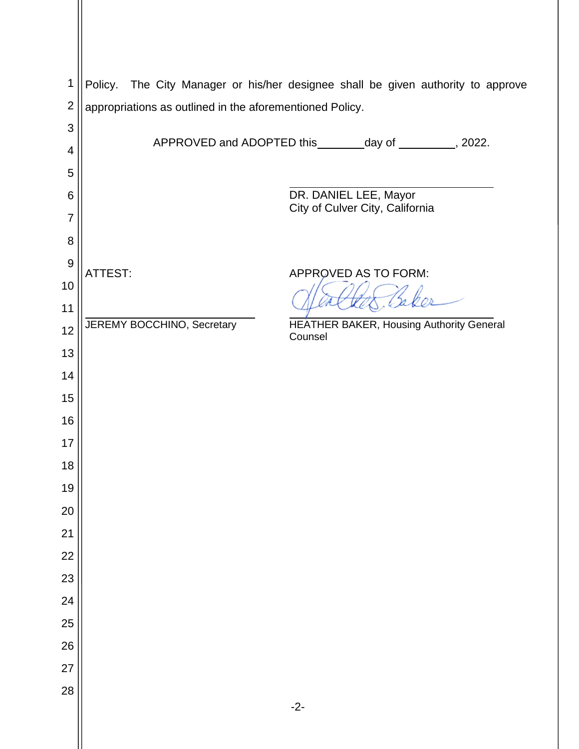Policy. The City Manager or his/her designee shall be given authority to approve appropriations as outlined in the aforementioned Policy.

APPROVED and ADOPTED this\_\_\_\_\_\_\_\_day of \_\_\_\_\_\_\_\_\_\_, 2022.

\_\_\_\_\_\_\_\_\_\_\_\_\_\_\_\_\_\_\_\_\_\_\_\_\_\_\_\_\_\_\_\_
DR. DANIEL LEE, Mayor
City of Culver City, California

ATTEST:

\_\_\_\_\_\_\_\_\_\_\_\_\_\_\_\_\_\_\_\_\_\_\_\_\_\_\_\_\_\_\_\_
JEREMY BOCCHINO, Secretary

APPROVED AS TO FORM:

\_\_\_\_\_\_\_\_\_\_\_\_\_\_\_\_\_\_\_\_\_\_\_\_\_\_\_\_\_\_\_\_
HEATHER BAKER, Housing Authority General Counsel